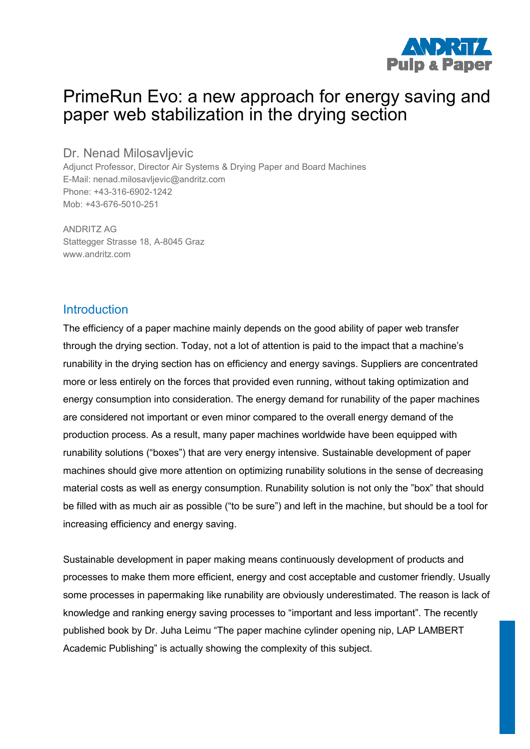# PrimeRun Evo: a new approach for energy saving and paper web stabilization in the drying section

## Dr. Nenad Milosavljevic

Adjunct Professor, Director Air Systems & Drying Paper and Board Machines
E-Mail: nenad.milosavljevic@andritz.com
Phone: +43-316-6902-1242
Mob: +43-676-5010-251

ANDRITZ AG
Stattegger Strasse 18, A-8045 Graz
www.andritz.com

## Introduction

The efficiency of a paper machine mainly depends on the good ability of paper web transfer through the drying section. Today, not a lot of attention is paid to the impact that a machine's runability in the drying section has on efficiency and energy savings. Suppliers are concentrated more or less entirely on the forces that provided even running, without taking optimization and energy consumption into consideration. The energy demand for runability of the paper machines are considered not important or even minor compared to the overall energy demand of the production process. As a result, many paper machines worldwide have been equipped with runability solutions ("boxes") that are very energy intensive. Sustainable development of paper machines should give more attention on optimizing runability solutions in the sense of decreasing material costs as well as energy consumption. Runability solution is not only the "box" that should be filled with as much air as possible ("to be sure") and left in the machine, but should be a tool for increasing efficiency and energy saving.

Sustainable development in paper making means continuously development of products and processes to make them more efficient, energy and cost acceptable and customer friendly. Usually some processes in papermaking like runability are obviously underestimated. The reason is lack of knowledge and ranking energy saving processes to "important and less important". The recently published book by Dr. Juha Leimu "The paper machine cylinder opening nip, LAP LAMBERT Academic Publishing" is actually showing the complexity of this subject.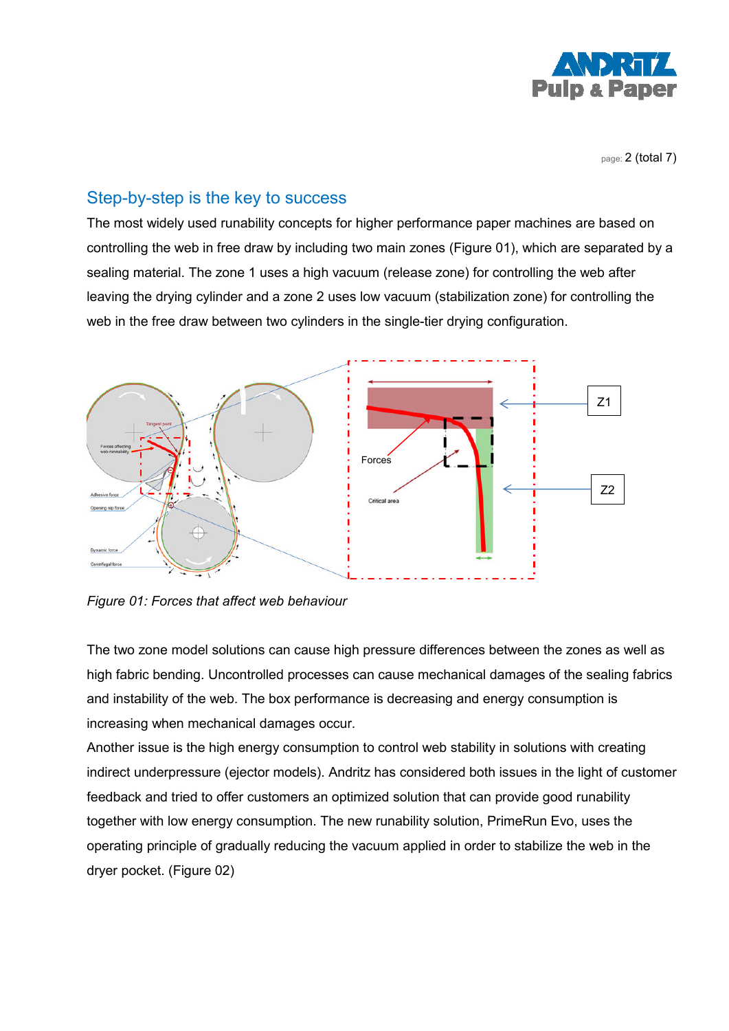## Step-by-step is the key to success

The most widely used runability concepts for higher performance paper machines are based on controlling the web in free draw by including two main zones (Figure 01), which are separated by a sealing material. The zone 1 uses a high vacuum (release zone) for controlling the web after leaving the drying cylinder and a zone 2 uses low vacuum (stabilization zone) for controlling the web in the free draw between two cylinders in the single-tier drying configuration.

*Figure 01: Forces that affect web behaviour*

The two zone model solutions can cause high pressure differences between the zones as well as high fabric bending. Uncontrolled processes can cause mechanical damages of the sealing fabrics and instability of the web. The box performance is decreasing and energy consumption is increasing when mechanical damages occur.

Another issue is the high energy consumption to control web stability in solutions with creating indirect underpressure (ejector models). Andritz has considered both issues in the light of customer feedback and tried to offer customers an optimized solution that can provide good runability together with low energy consumption. The new runability solution, PrimeRun Evo, uses the operating principle of gradually reducing the vacuum applied in order to stabilize the web in the dryer pocket. (Figure 02)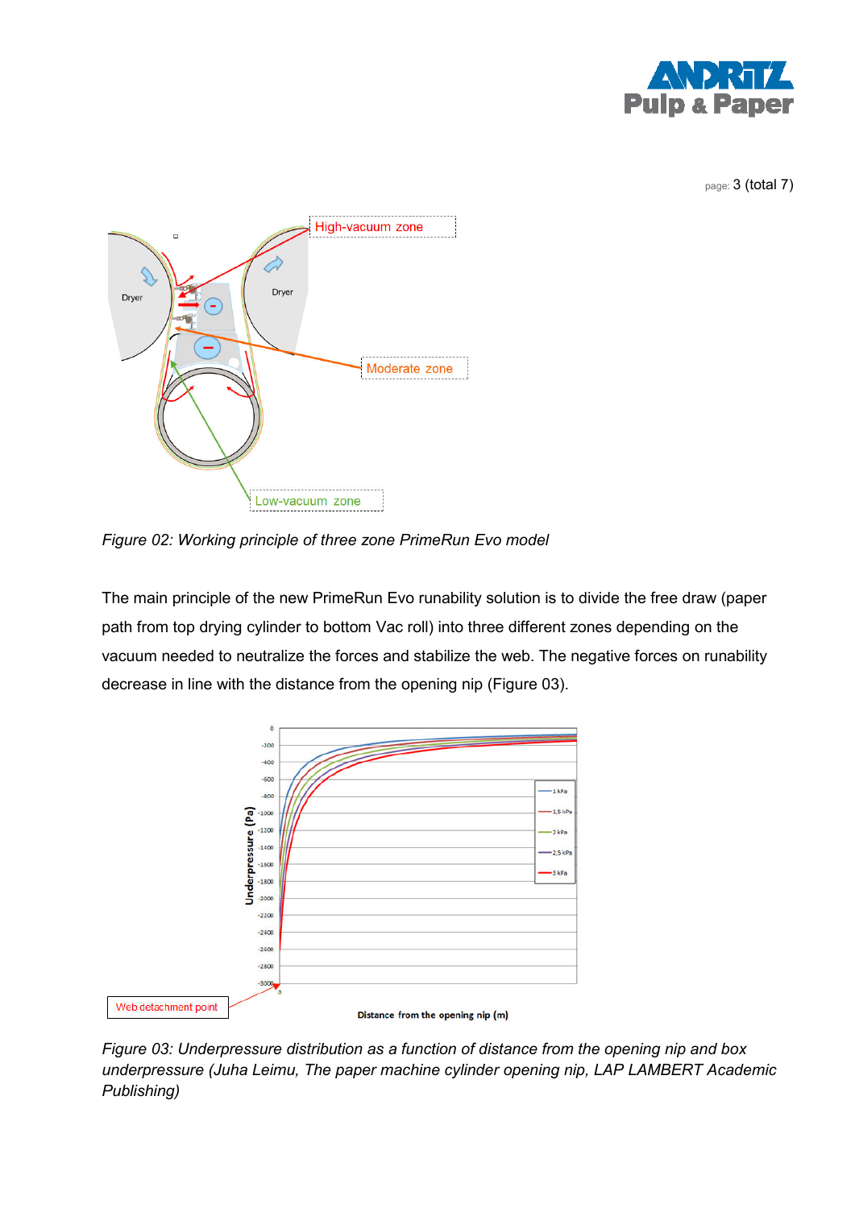*Figure 02: Working principle of three zone PrimeRun Evo model*

The main principle of the new PrimeRun Evo runability solution is to divide the free draw (paper path from top drying cylinder to bottom Vac roll) into three different zones depending on the vacuum needed to neutralize the forces and stabilize the web. The negative forces on runability decrease in line with the distance from the opening nip (Figure 03).

*Figure 03: Underpressure distribution as a function of distance from the opening nip and box underpressure (Juha Leimu, The paper machine cylinder opening nip, LAP LAMBERT Academic Publishing)*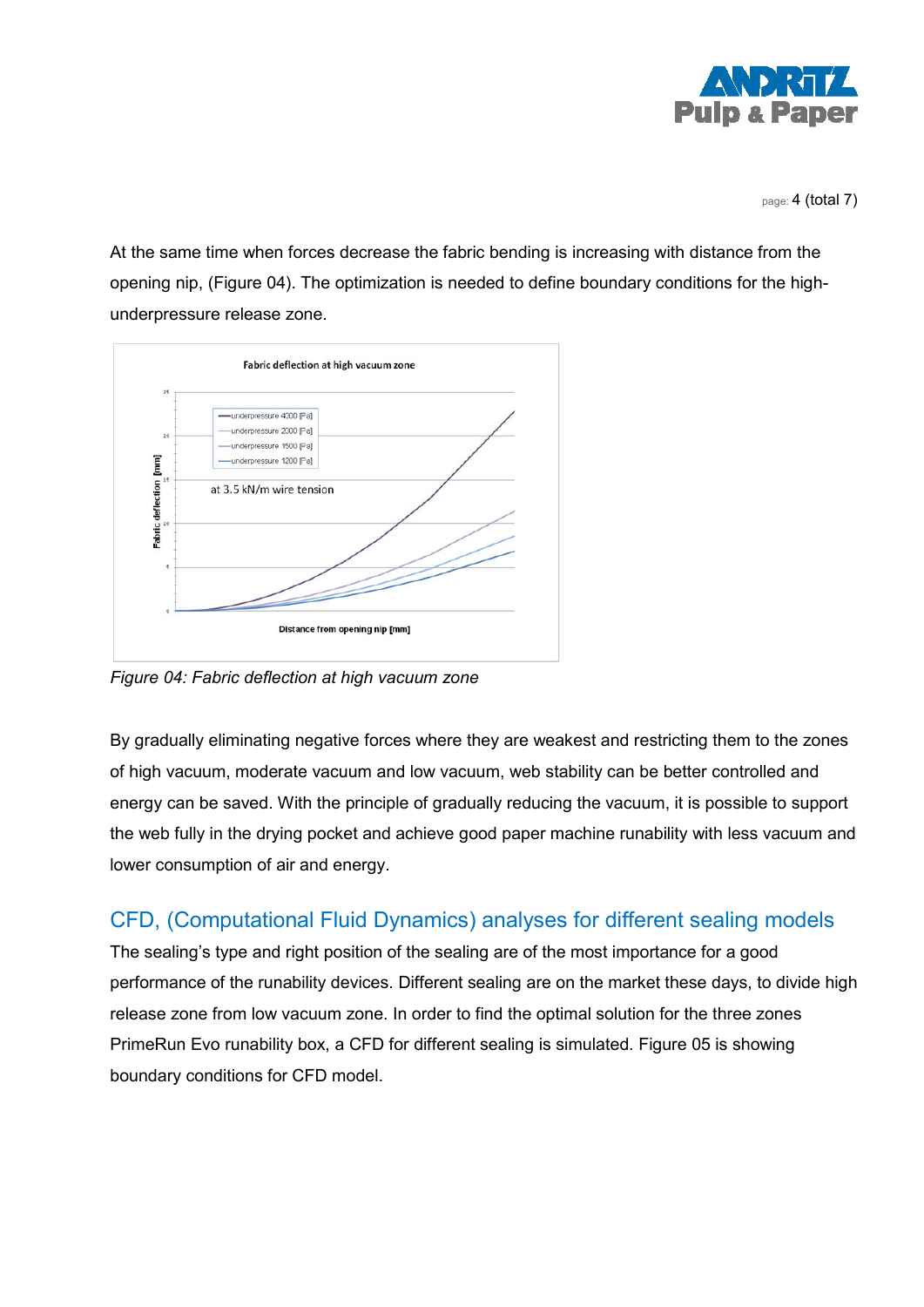At the same time when forces decrease the fabric bending is increasing with distance from the opening nip, (Figure 04). The optimization is needed to define boundary conditions for the high-underpressure release zone.

*Figure 04: Fabric deflection at high vacuum zone*

By gradually eliminating negative forces where they are weakest and restricting them to the zones of high vacuum, moderate vacuum and low vacuum, web stability can be better controlled and energy can be saved. With the principle of gradually reducing the vacuum, it is possible to support the web fully in the drying pocket and achieve good paper machine runability with less vacuum and lower consumption of air and energy.

## CFD, (Computational Fluid Dynamics) analyses for different sealing models

The sealing's type and right position of the sealing are of the most importance for a good performance of the runability devices. Different sealing are on the market these days, to divide high release zone from low vacuum zone. In order to find the optimal solution for the three zones PrimeRun Evo runability box, a CFD for different sealing is simulated. Figure 05 is showing boundary conditions for CFD model.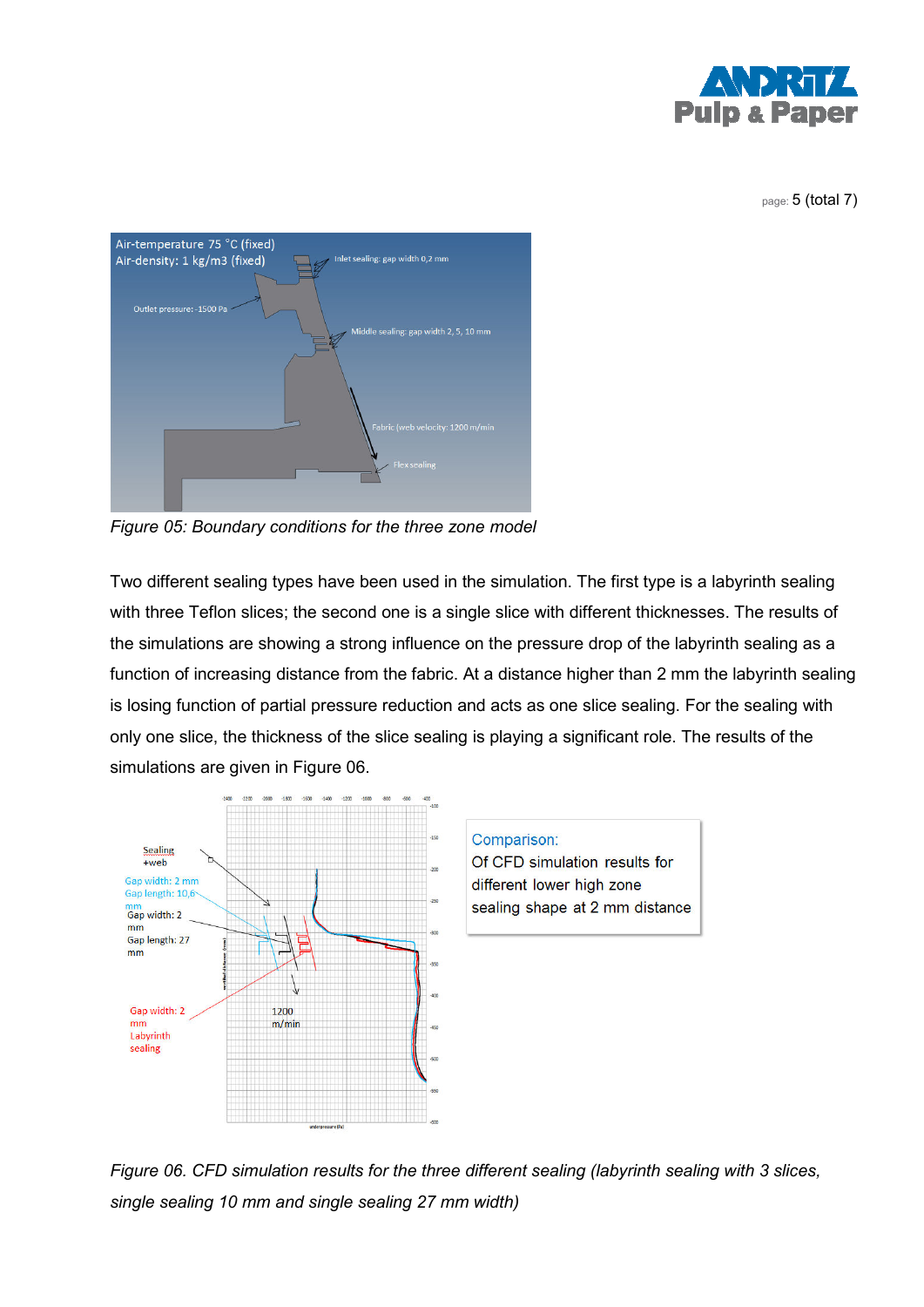*Figure 05: Boundary conditions for the three zone model*

Two different sealing types have been used in the simulation. The first type is a labyrinth sealing with three Teflon slices; the second one is a single slice with different thicknesses. The results of the simulations are showing a strong influence on the pressure drop of the labyrinth sealing as a function of increasing distance from the fabric. At a distance higher than 2 mm the labyrinth sealing is losing function of partial pressure reduction and acts as one slice sealing. For the sealing with only one slice, the thickness of the slice sealing is playing a significant role. The results of the simulations are given in Figure 06.

*Figure 06. CFD simulation results for the three different sealing (labyrinth sealing with 3 slices, single sealing 10 mm and single sealing 27 mm width)*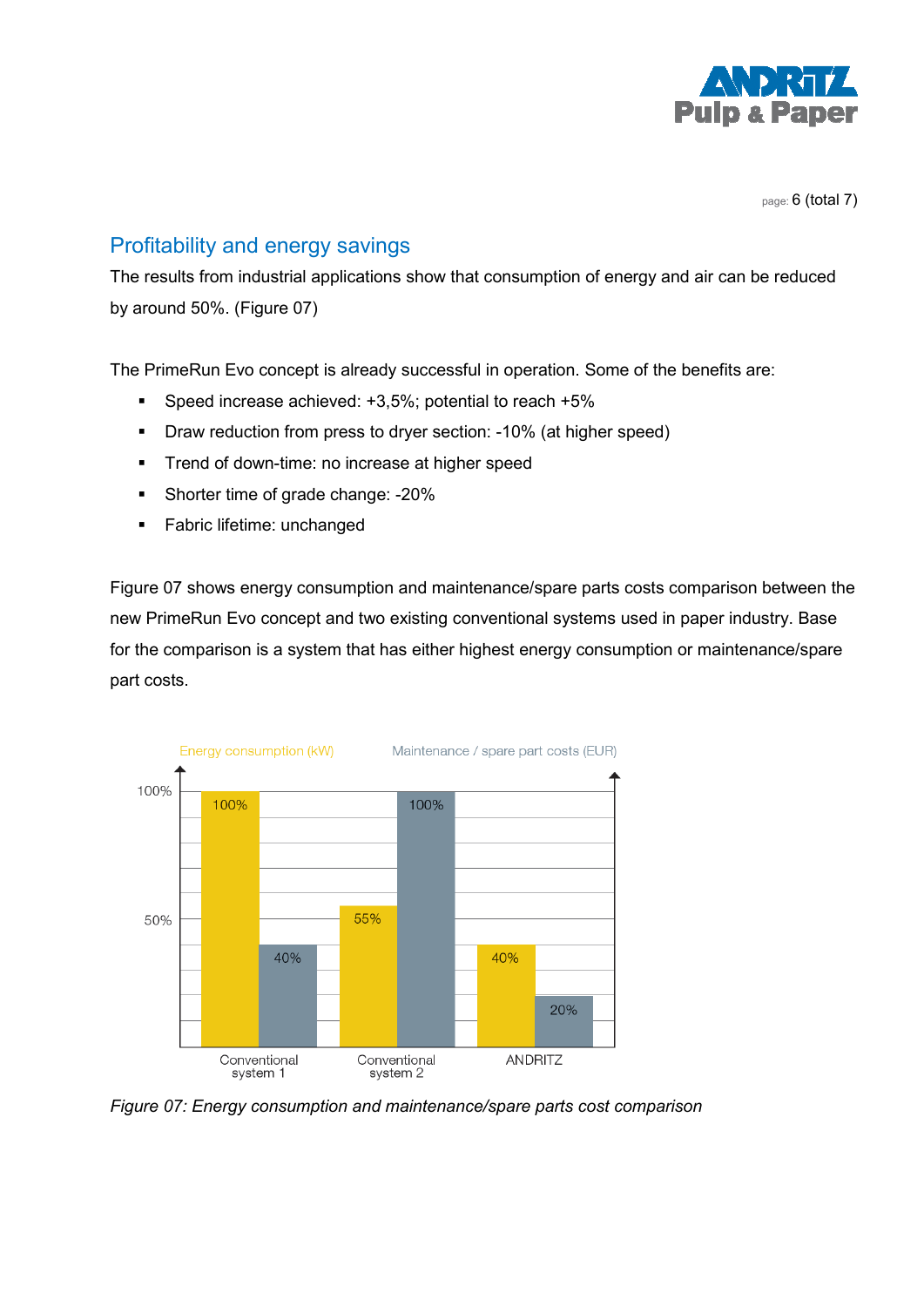## Profitability and energy savings

The results from industrial applications show that consumption of energy and air can be reduced by around 50%. (Figure 07)

The PrimeRun Evo concept is already successful in operation. Some of the benefits are:

- Speed increase achieved: +3,5%; potential to reach +5%
- Draw reduction from press to dryer section: -10% (at higher speed)
- Trend of down-time: no increase at higher speed
- Shorter time of grade change: -20%
- Fabric lifetime: unchanged

Figure 07 shows energy consumption and maintenance/spare parts costs comparison between the new PrimeRun Evo concept and two existing conventional systems used in paper industry. Base for the comparison is a system that has either highest energy consumption or maintenance/spare part costs.

| | Energy consumption (kW) | Maintenance / spare part costs (EUR) |
|---|---|---|
| Conventional system 1 | 100% | 40% |
| Conventional system 2 | 55% | 100% |
| ANDRITZ | 40% | 20% |

*Figure 07: Energy consumption and maintenance/spare parts cost comparison*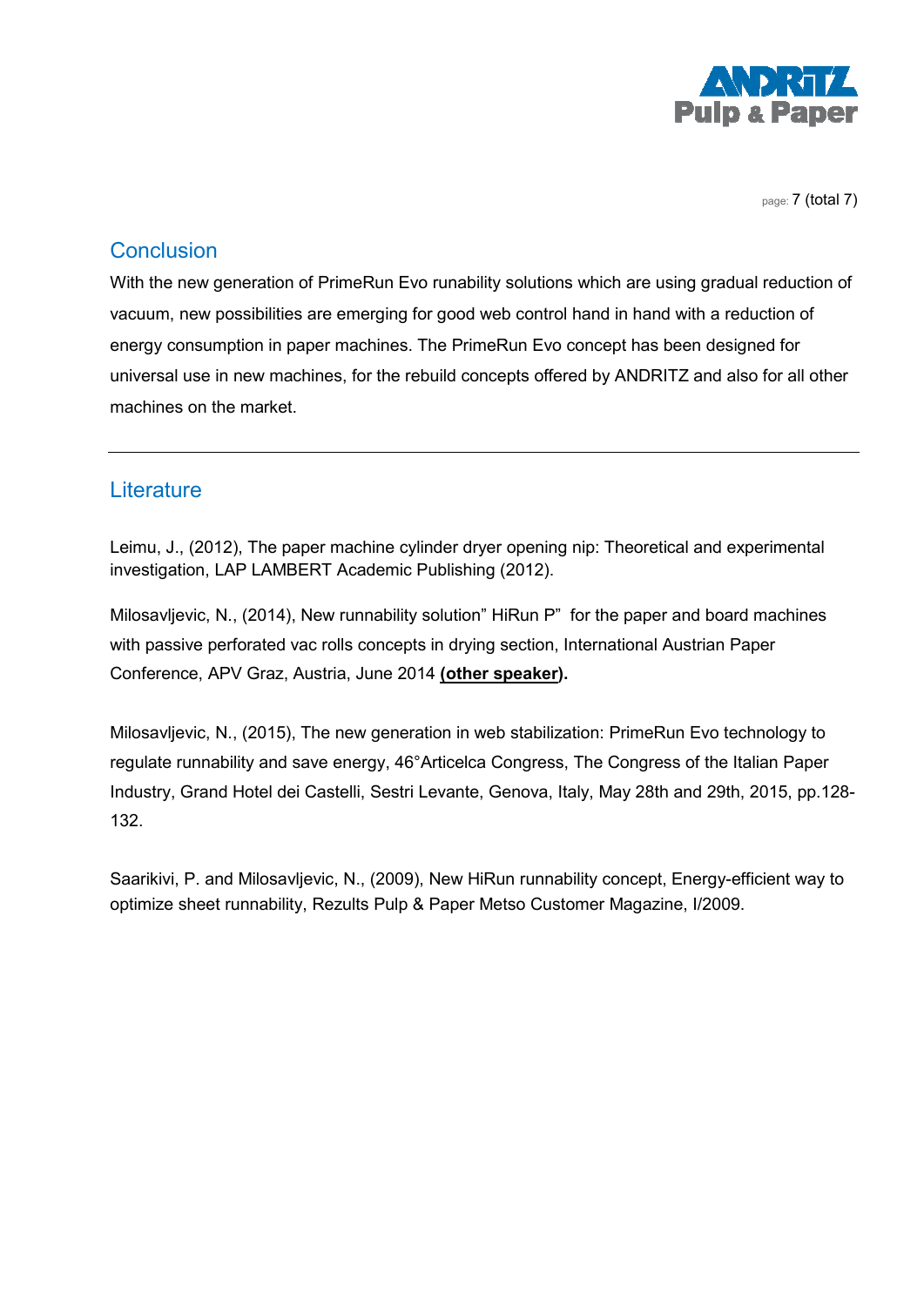## Conclusion

With the new generation of PrimeRun Evo runability solutions which are using gradual reduction of vacuum, new possibilities are emerging for good web control hand in hand with a reduction of energy consumption in paper machines. The PrimeRun Evo concept has been designed for universal use in new machines, for the rebuild concepts offered by ANDRITZ and also for all other machines on the market.

---

## Literature

Leimu, J., (2012), The paper machine cylinder dryer opening nip: Theoretical and experimental investigation, LAP LAMBERT Academic Publishing (2012).

Milosavljevic, N., (2014), New runnability solution" HiRun P" for the paper and board machines with passive perforated vac rolls concepts in drying section, International Austrian Paper Conference, APV Graz, Austria, June 2014 **(other speaker).**

Milosavljevic, N., (2015), The new generation in web stabilization: PrimeRun Evo technology to regulate runnability and save energy, 46°Articelca Congress, The Congress of the Italian Paper Industry, Grand Hotel dei Castelli, Sestri Levante, Genova, Italy, May 28th and 29th, 2015, pp.128-132.

Saarikivi, P. and Milosavljevic, N., (2009), New HiRun runnability concept, Energy-efficient way to optimize sheet runnability, Rezults Pulp & Paper Metso Customer Magazine, I/2009.